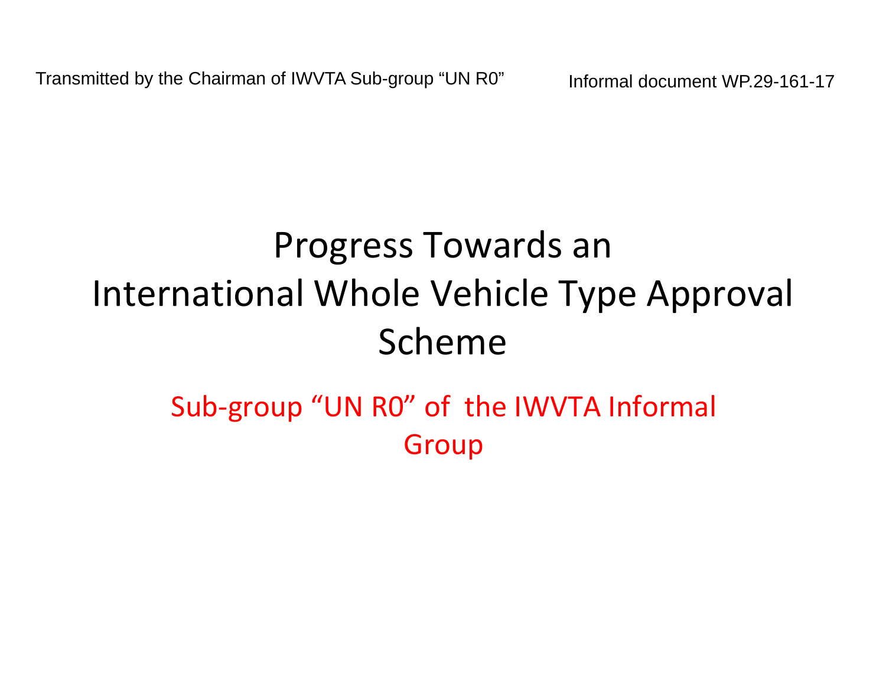Transmitted by the Chairman of IWVTA Sub-group "UN R0"

Informal document WP.29-161-17

# Progress Towards an International Whole Vehicle Type Approval Scheme

Sub-group "UN R0" of the IWVTA Informal Group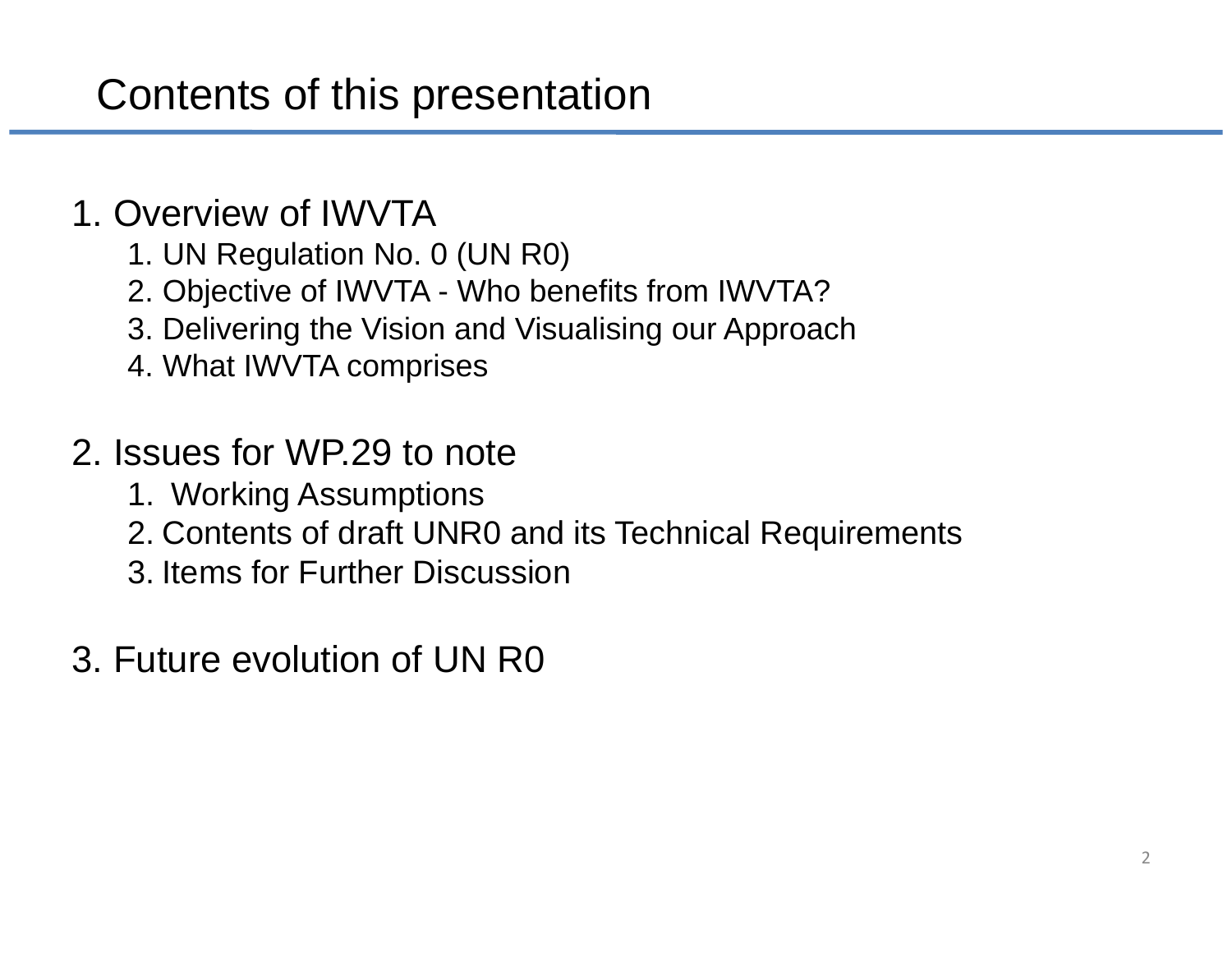# Contents of this presentation

1. Overview of IWVTA
    1. UN Regulation No. 0 (UN R0)
    2. Objective of IWVTA - Who benefits from IWVTA?
    3. Delivering the Vision and Visualising our Approach
    4. What IWVTA comprises

2. Issues for WP.29 to note
    1. Working Assumptions
    2. Contents of draft UNR0 and its Technical Requirements
    3. Items for Further Discussion

3. Future evolution of UN R0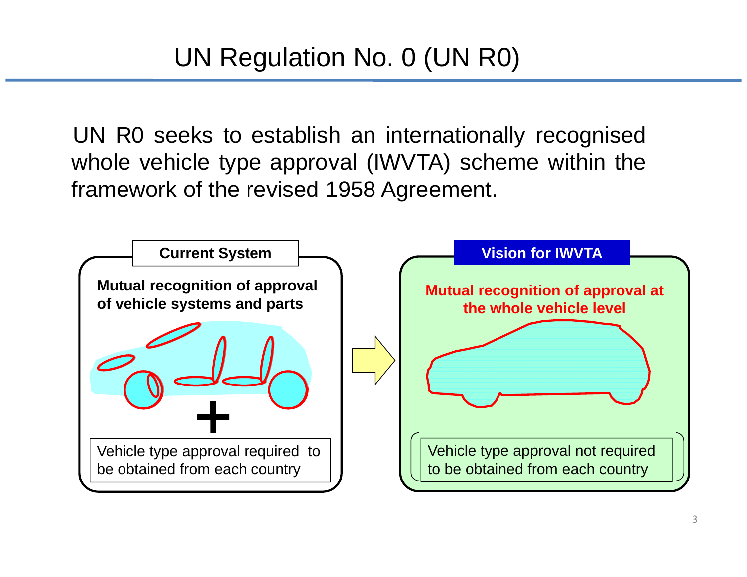# UN Regulation No. 0 (UN R0)

UN R0 seeks to establish an internationally recognised whole vehicle type approval (IWVTA) scheme within the framework of the revised 1958 Agreement.

**Current System**

**Mutual recognition of approval of vehicle systems and parts**

+

Vehicle type approval required to be obtained from each country

**Vision for IWVTA**

**Mutual recognition of approval at the whole vehicle level**

(Vehicle type approval not required to be obtained from each country)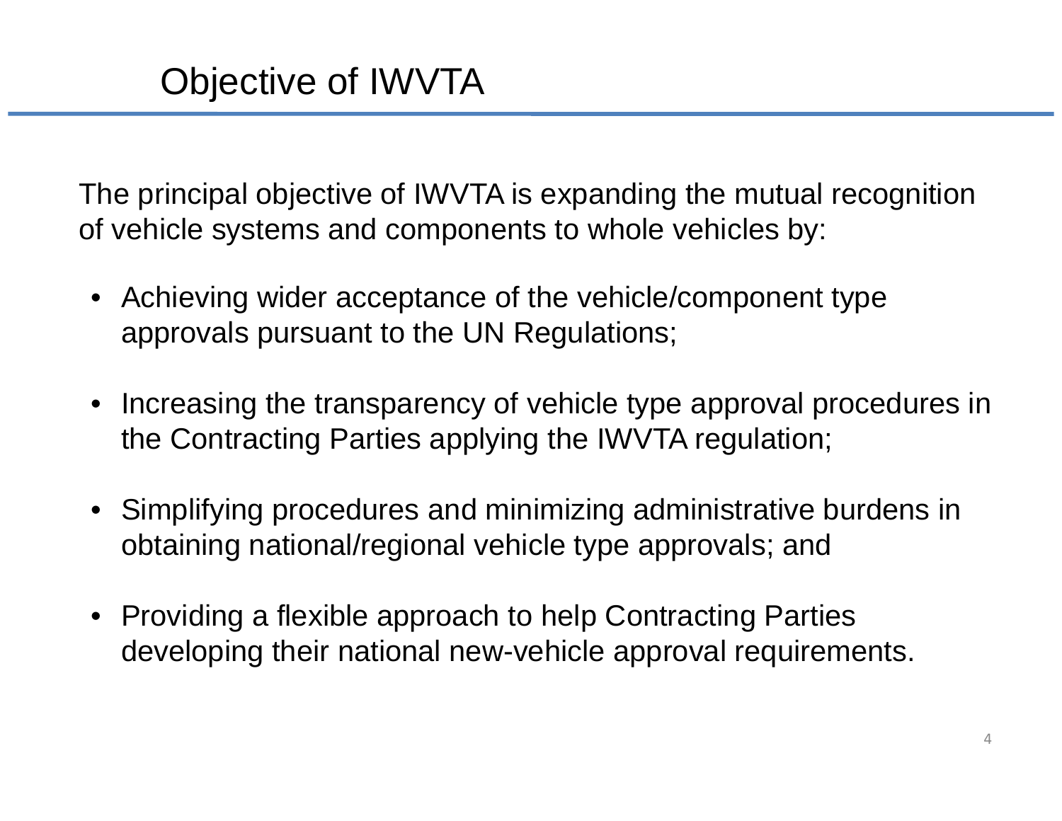# Objective of IWVTA

The principal objective of IWVTA is expanding the mutual recognition of vehicle systems and components to whole vehicles by:

- Achieving wider acceptance of the vehicle/component type approvals pursuant to the UN Regulations;
- Increasing the transparency of vehicle type approval procedures in the Contracting Parties applying the IWVTA regulation;
- Simplifying procedures and minimizing administrative burdens in obtaining national/regional vehicle type approvals; and
- Providing a flexible approach to help Contracting Parties developing their national new-vehicle approval requirements.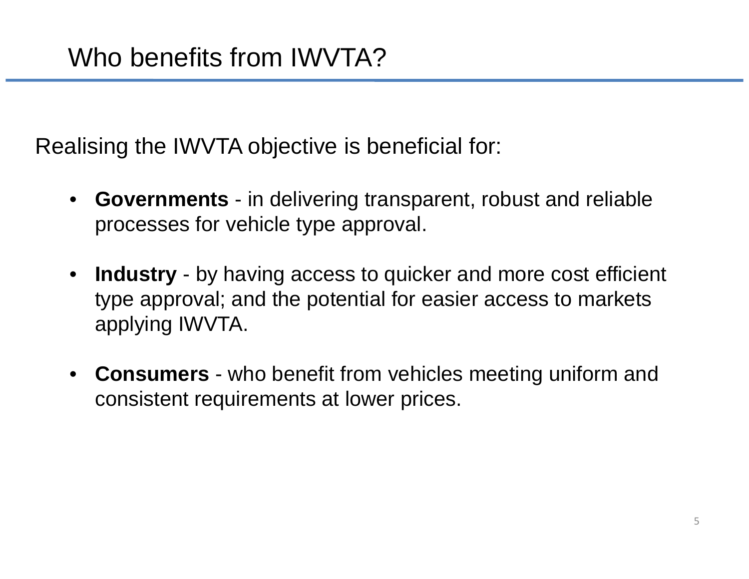# Who benefits from IWVTA?

Realising the IWVTA objective is beneficial for:

- **Governments** - in delivering transparent, robust and reliable processes for vehicle type approval.

- **Industry** - by having access to quicker and more cost efficient type approval; and the potential for easier access to markets applying IWVTA.

- **Consumers** - who benefit from vehicles meeting uniform and consistent requirements at lower prices.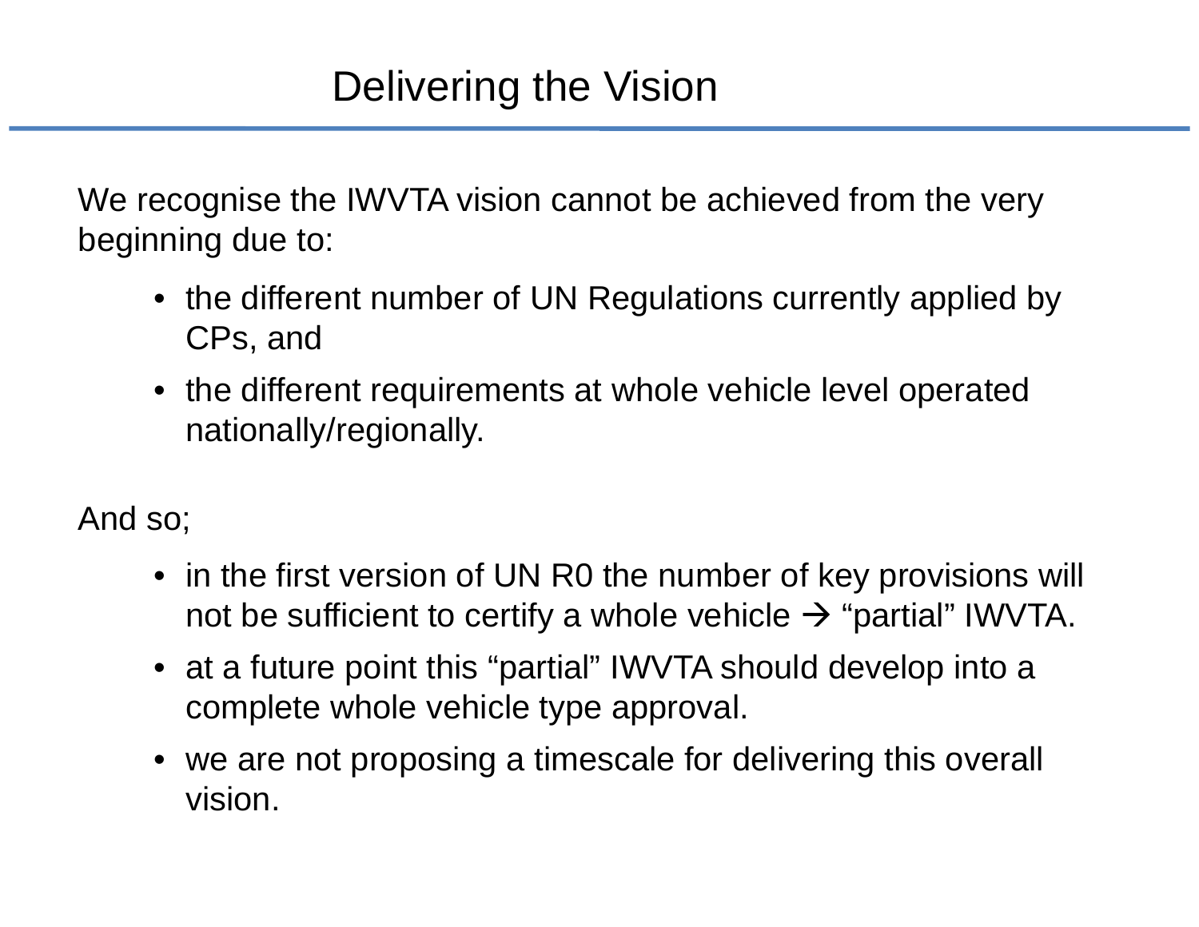# Delivering the Vision

We recognise the IWVTA vision cannot be achieved from the very beginning due to:

- the different number of UN Regulations currently applied by CPs, and
- the different requirements at whole vehicle level operated nationally/regionally.

And so;

- in the first version of UN R0 the number of key provisions will not be sufficient to certify a whole vehicle → "partial" IWVTA.
- at a future point this "partial" IWVTA should develop into a complete whole vehicle type approval.
- we are not proposing a timescale for delivering this overall vision.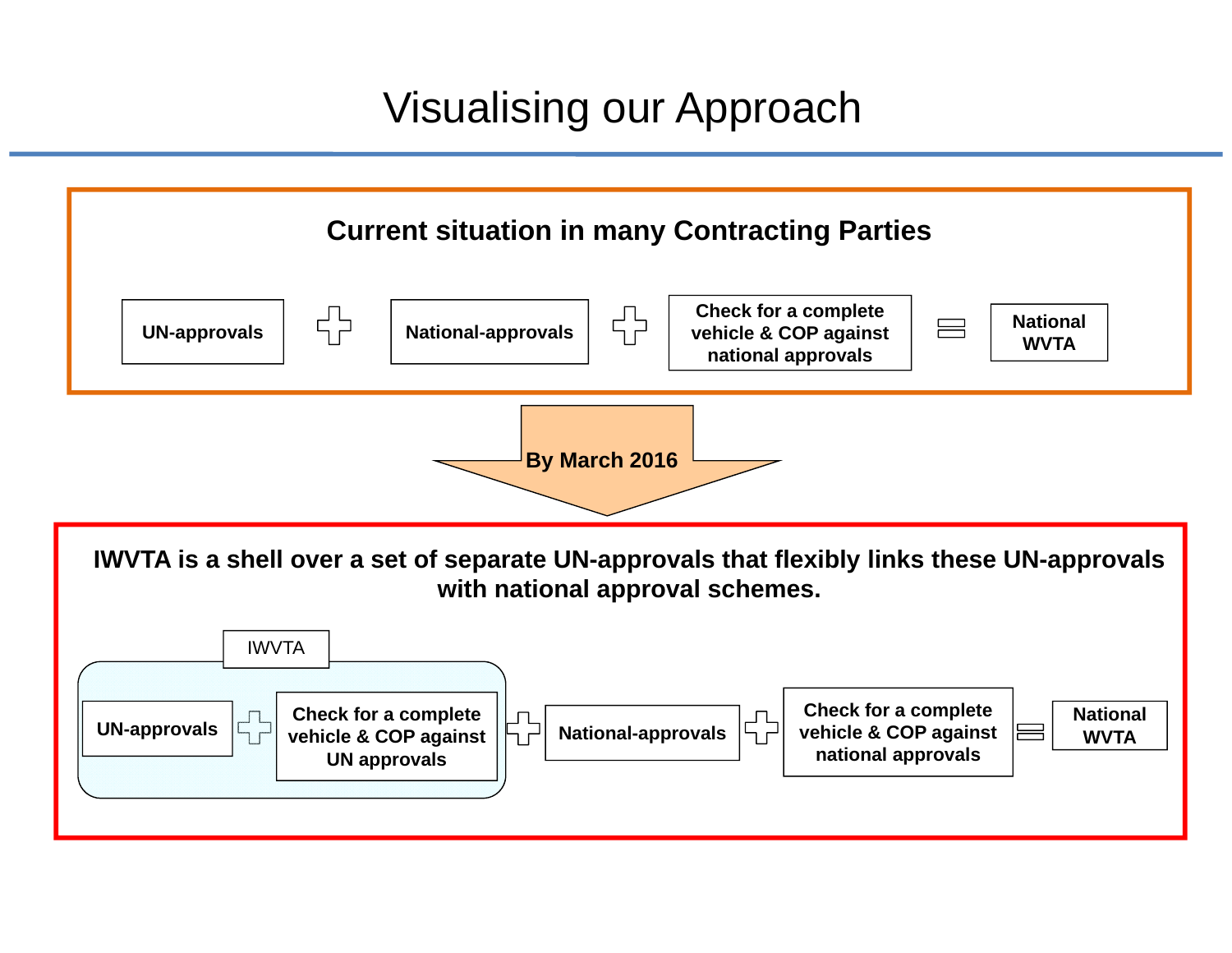# Visualising our Approach

## Current situation in many Contracting Parties

UN-approvals + National-approvals + Check for a complete vehicle & COP against national approvals = National WVTA

**By March 2016**

## IWVTA is a shell over a set of separate UN-approvals that flexibly links these UN-approvals with national approval schemes.

IWVTA: [UN-approvals + Check for a complete vehicle & COP against UN approvals] + National-approvals + Check for a complete vehicle & COP against national approvals = National WVTA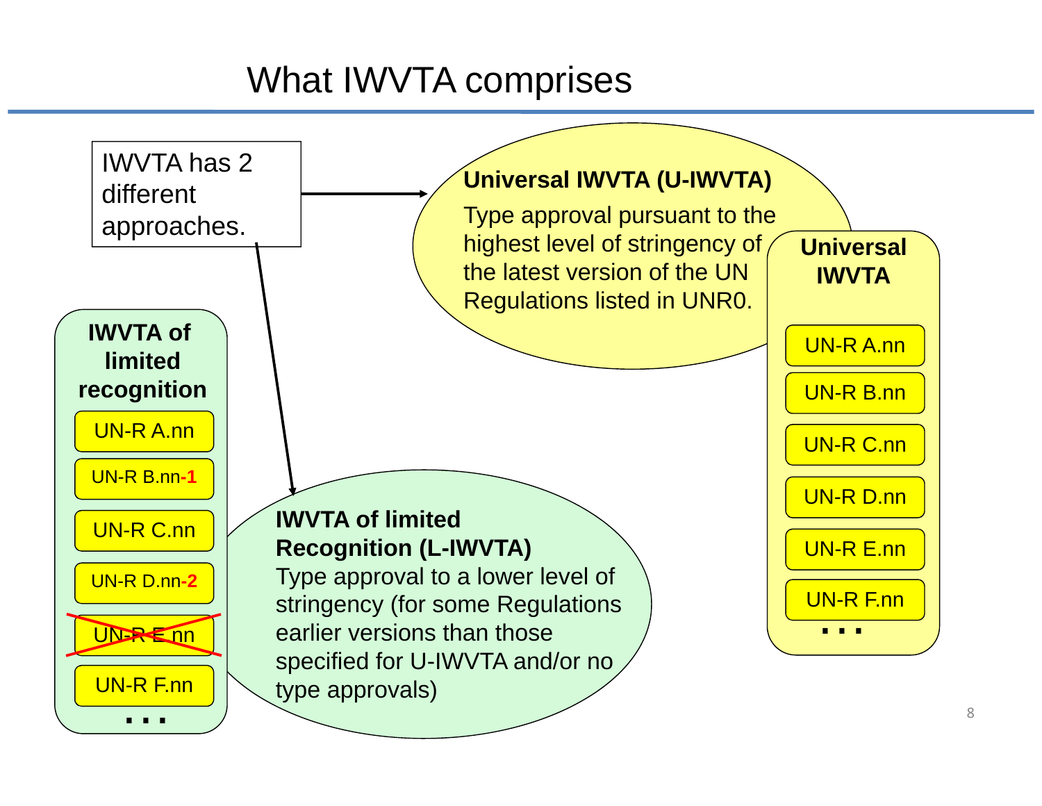# What IWVTA comprises

IWVTA has 2 different approaches.

**Universal IWVTA (U-IWVTA)**

Type approval pursuant to the highest level of stringency of the latest version of the UN Regulations listed in UNR0.

**Universal IWVTA**

- UN-R A.nn
- UN-R B.nn
- UN-R C.nn
- UN-R D.nn
- UN-R E.nn
- UN-R F.nn
- ...

**IWVTA of limited Recognition (L-IWVTA)**

Type approval to a lower level of stringency (for some Regulations earlier versions than those specified for U-IWVTA and/or no type approvals)

**IWVTA of limited recognition**

- UN-R A.nn
- UN-R B.nn-1
- UN-R C.nn
- UN-R D.nn-2
- ~~UN-R E.nn~~
- UN-R F.nn
- ...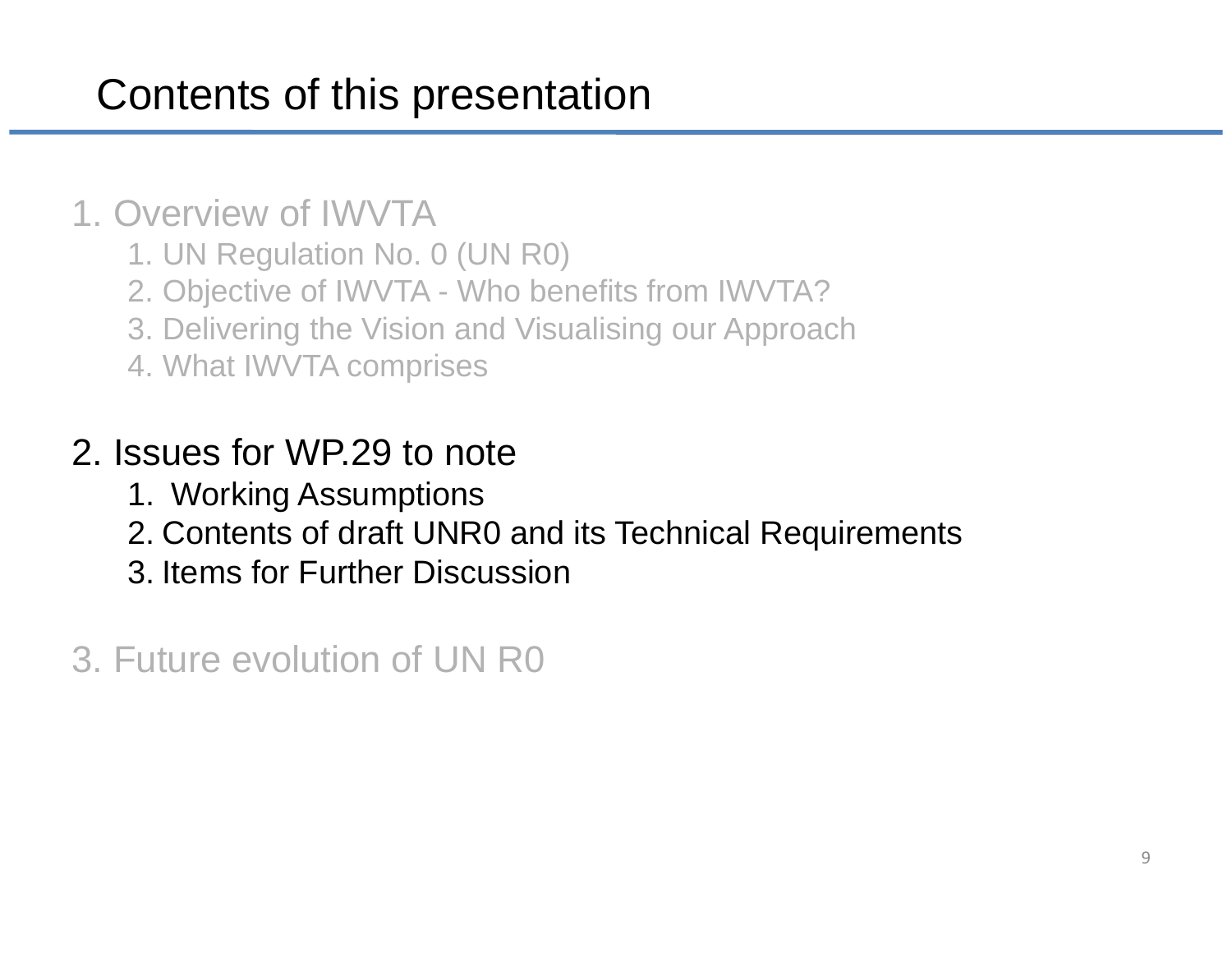# Contents of this presentation

1. Overview of IWVTA
   1. UN Regulation No. 0 (UN R0)
   2. Objective of IWVTA - Who benefits from IWVTA?
   3. Delivering the Vision and Visualising our Approach
   4. What IWVTA comprises

2. Issues for WP.29 to note
   1. Working Assumptions
   2. Contents of draft UNR0 and its Technical Requirements
   3. Items for Further Discussion

3. Future evolution of UN R0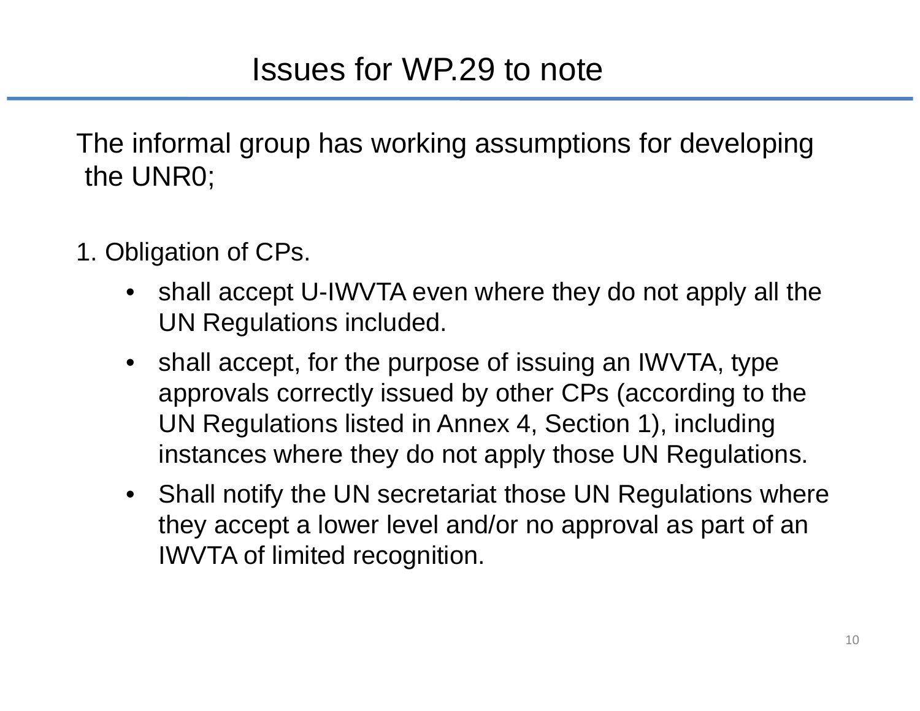# Issues for WP.29 to note

The informal group has working assumptions for developing the UNR0;

1. Obligation of CPs.
   - shall accept U-IWVTA even where they do not apply all the UN Regulations included.
   - shall accept, for the purpose of issuing an IWVTA, type approvals correctly issued by other CPs (according to the UN Regulations listed in Annex 4, Section 1), including instances where they do not apply those UN Regulations.
   - Shall notify the UN secretariat those UN Regulations where they accept a lower level and/or no approval as part of an IWVTA of limited recognition.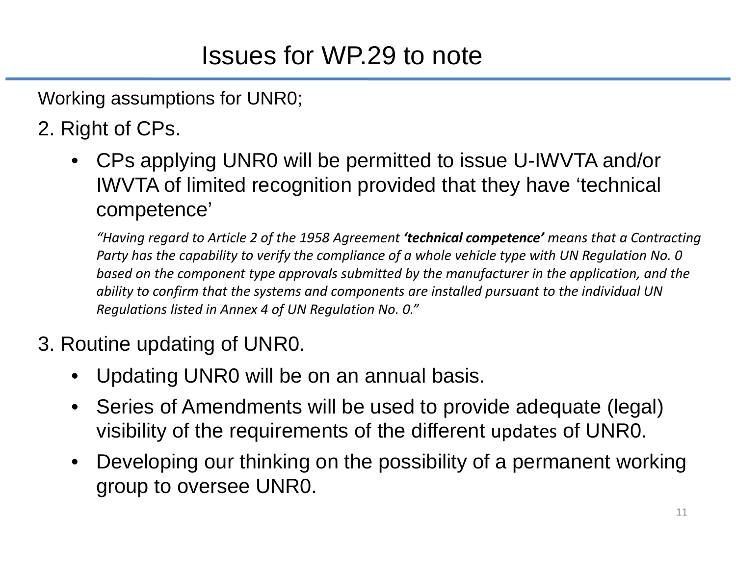# Issues for WP.29 to note

Working assumptions for UNR0;

2. Right of CPs.

- CPs applying UNR0 will be permitted to issue U-IWVTA and/or IWVTA of limited recognition provided that they have 'technical competence'

  *"Having regard to Article 2 of the 1958 Agreement **'technical competence'** means that a Contracting Party has the capability to verify the compliance of a whole vehicle type with UN Regulation No. 0 based on the component type approvals submitted by the manufacturer in the application, and the ability to confirm that the systems and components are installed pursuant to the individual UN Regulations listed in Annex 4 of UN Regulation No. 0."*

3. Routine updating of UNR0.

- Updating UNR0 will be on an annual basis.
- Series of Amendments will be used to provide adequate (legal) visibility of the requirements of the different updates of UNR0.
- Developing our thinking on the possibility of a permanent working group to oversee UNR0.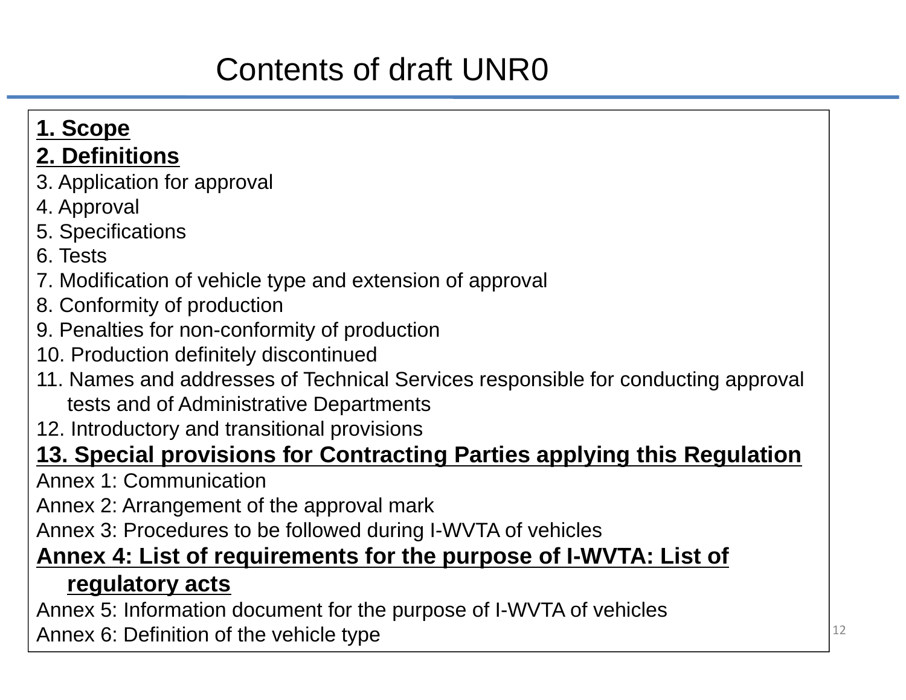# Contents of draft UNR0

**1. Scope**

**2. Definitions**

3. Application for approval

4. Approval

5. Specifications

6. Tests

7. Modification of vehicle type and extension of approval

8. Conformity of production

9. Penalties for non-conformity of production

10. Production definitely discontinued

11. Names and addresses of Technical Services responsible for conducting approval tests and of Administrative Departments

12. Introductory and transitional provisions

**13. Special provisions for Contracting Parties applying this Regulation**

Annex 1: Communication

Annex 2: Arrangement of the approval mark

Annex 3: Procedures to be followed during I-WVTA of vehicles

**Annex 4: List of requirements for the purpose of I-WVTA: List of regulatory acts**

Annex 5: Information document for the purpose of I-WVTA of vehicles

Annex 6: Definition of the vehicle type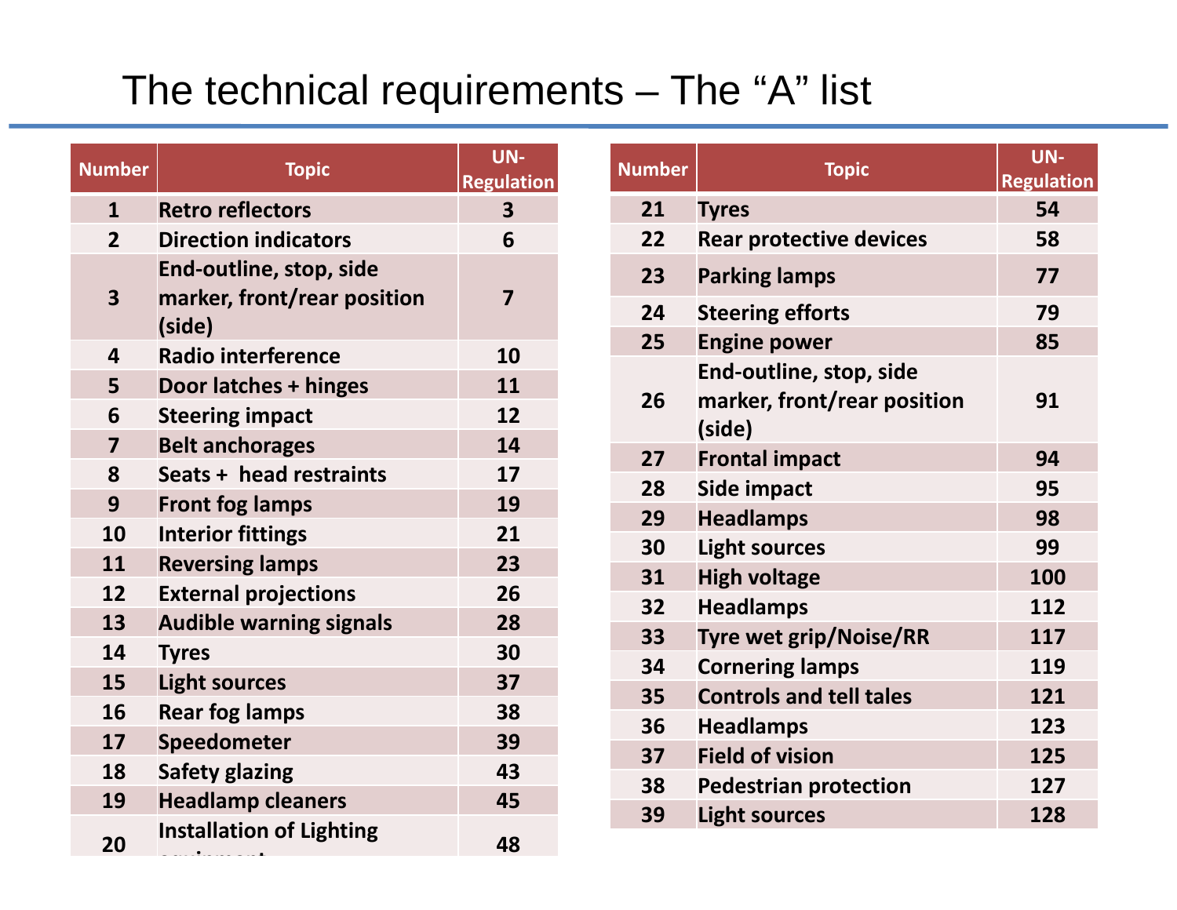# The technical requirements – The “A” list

| Number | Topic | UN-Regulation |
|---|---|---|
| 1 | Retro reflectors | 3 |
| 2 | Direction indicators | 6 |
| 3 | End-outline, stop, side marker, front/rear position (side) | 7 |
| 4 | Radio interference | 10 |
| 5 | Door latches + hinges | 11 |
| 6 | Steering impact | 12 |
| 7 | Belt anchorages | 14 |
| 8 | Seats + head restraints | 17 |
| 9 | Front fog lamps | 19 |
| 10 | Interior fittings | 21 |
| 11 | Reversing lamps | 23 |
| 12 | External projections | 26 |
| 13 | Audible warning signals | 28 |
| 14 | Tyres | 30 |
| 15 | Light sources | 37 |
| 16 | Rear fog lamps | 38 |
| 17 | Speedometer | 39 |
| 18 | Safety glazing | 43 |
| 19 | Headlamp cleaners | 45 |
| 20 | Installation of Lighting equipment | 48 |

| Number | Topic | UN-Regulation |
|---|---|---|
| 21 | Tyres | 54 |
| 22 | Rear protective devices | 58 |
| 23 | Parking lamps | 77 |
| 24 | Steering efforts | 79 |
| 25 | Engine power | 85 |
| 26 | End-outline, stop, side marker, front/rear position (side) | 91 |
| 27 | Frontal impact | 94 |
| 28 | Side impact | 95 |
| 29 | Headlamps | 98 |
| 30 | Light sources | 99 |
| 31 | High voltage | 100 |
| 32 | Headlamps | 112 |
| 33 | Tyre wet grip/Noise/RR | 117 |
| 34 | Cornering lamps | 119 |
| 35 | Controls and tell tales | 121 |
| 36 | Headlamps | 123 |
| 37 | Field of vision | 125 |
| 38 | Pedestrian protection | 127 |
| 39 | Light sources | 128 |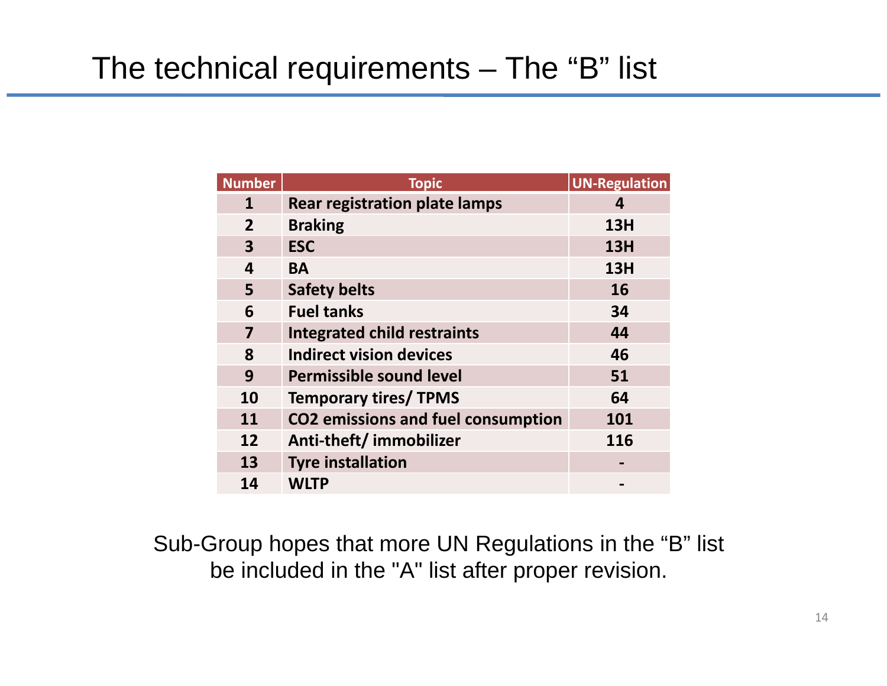# The technical requirements – The "B" list

| Number | Topic | UN-Regulation |
|---|---|---|
| 1 | Rear registration plate lamps | 4 |
| 2 | Braking | 13H |
| 3 | ESC | 13H |
| 4 | BA | 13H |
| 5 | Safety belts | 16 |
| 6 | Fuel tanks | 34 |
| 7 | Integrated child restraints | 44 |
| 8 | Indirect vision devices | 46 |
| 9 | Permissible sound level | 51 |
| 10 | Temporary tires/ TPMS | 64 |
| 11 | CO2 emissions and fuel consumption | 101 |
| 12 | Anti-theft/ immobilizer | 116 |
| 13 | Tyre installation | - |
| 14 | WLTP | - |

Sub-Group hopes that more UN Regulations in the "B" list be included in the "A" list after proper revision.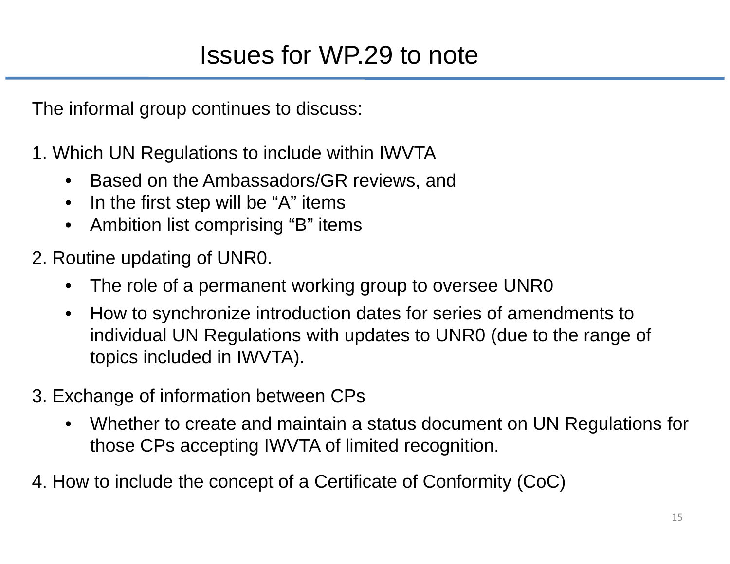# Issues for WP.29 to note

The informal group continues to discuss:

1. Which UN Regulations to include within IWVTA
   - Based on the Ambassadors/GR reviews, and
   - In the first step will be "A" items
   - Ambition list comprising "B" items
2. Routine updating of UNR0.
   - The role of a permanent working group to oversee UNR0
   - How to synchronize introduction dates for series of amendments to individual UN Regulations with updates to UNR0 (due to the range of topics included in IWVTA).
3. Exchange of information between CPs
   - Whether to create and maintain a status document on UN Regulations for those CPs accepting IWVTA of limited recognition.
4. How to include the concept of a Certificate of Conformity (CoC)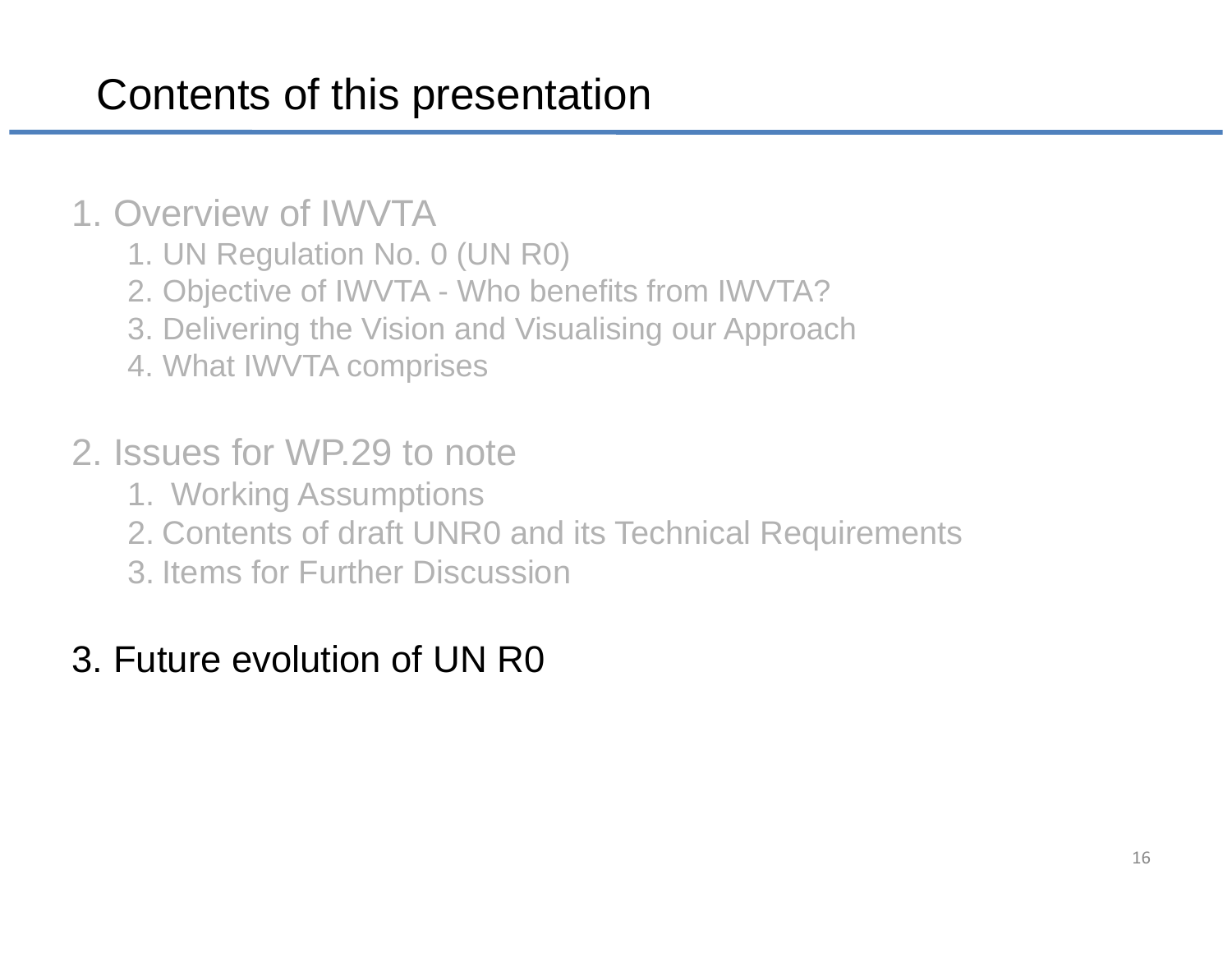# Contents of this presentation

1. Overview of IWVTA
    1. UN Regulation No. 0 (UN R0)
    2. Objective of IWVTA - Who benefits from IWVTA?
    3. Delivering the Vision and Visualising our Approach
    4. What IWVTA comprises

2. Issues for WP.29 to note
    1. Working Assumptions
    2. Contents of draft UNR0 and its Technical Requirements
    3. Items for Further Discussion

3. Future evolution of UN R0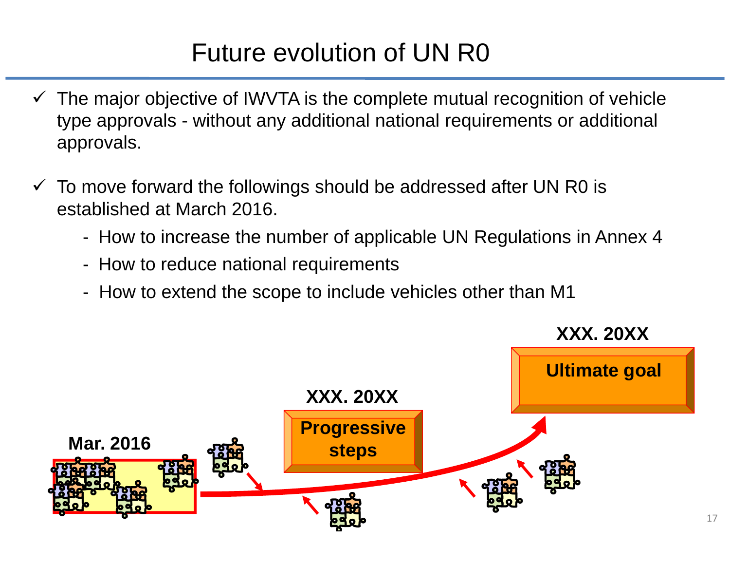# Future evolution of UN R0

- ✓ The major objective of IWVTA is the complete mutual recognition of vehicle type approvals - without any additional national requirements or additional approvals.

- ✓ To move forward the followings should be addressed after UN R0 is established at March 2016.
  - How to increase the number of applicable UN Regulations in Annex 4
  - How to reduce national requirements
  - How to extend the scope to include vehicles other than M1

**Mar. 2016**

**XXX. 20XX**

**Progressive steps**

**XXX. 20XX**

**Ultimate goal**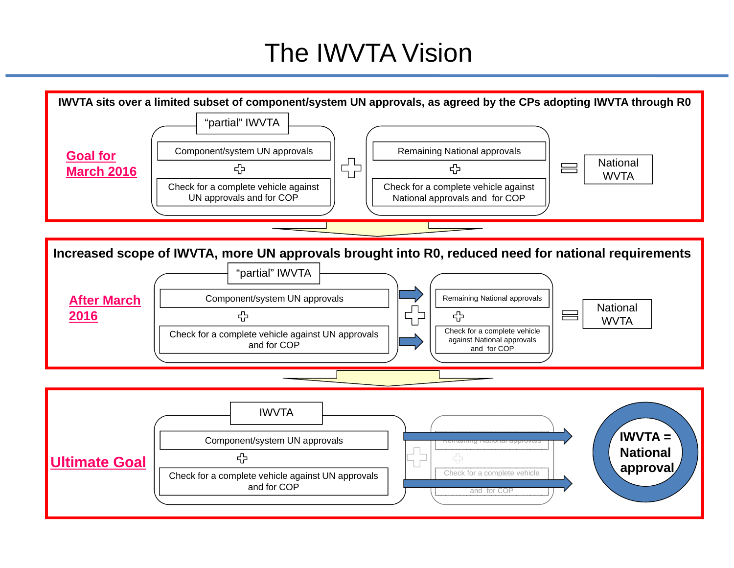# The IWVTA Vision

**IWVTA sits over a limited subset of component/system UN approvals, as agreed by the CPs adopting IWVTA through R0**

**Goal for March 2016**

"partial" IWVTA

- Component/system UN approvals
- +
- Check for a complete vehicle against UN approvals and for COP

+

- Remaining National approvals
- +
- Check for a complete vehicle against National approvals and for COP

= National WVTA

**Increased scope of IWVTA, more UN approvals brought into R0, reduced need for national requirements**

**After March 2016**

"partial" IWVTA

- Component/system UN approvals
- +
- Check for a complete vehicle against UN approvals and for COP

+

- Remaining National approvals
- +
- Check for a complete vehicle against National approvals and for COP

= National WVTA

**Ultimate Goal**

IWVTA

- Component/system UN approvals
- +
- Check for a complete vehicle against UN approvals and for COP

+

- Remaining National approvals
- +
- Check for a complete vehicle ... and for COP

**IWVTA = National approval**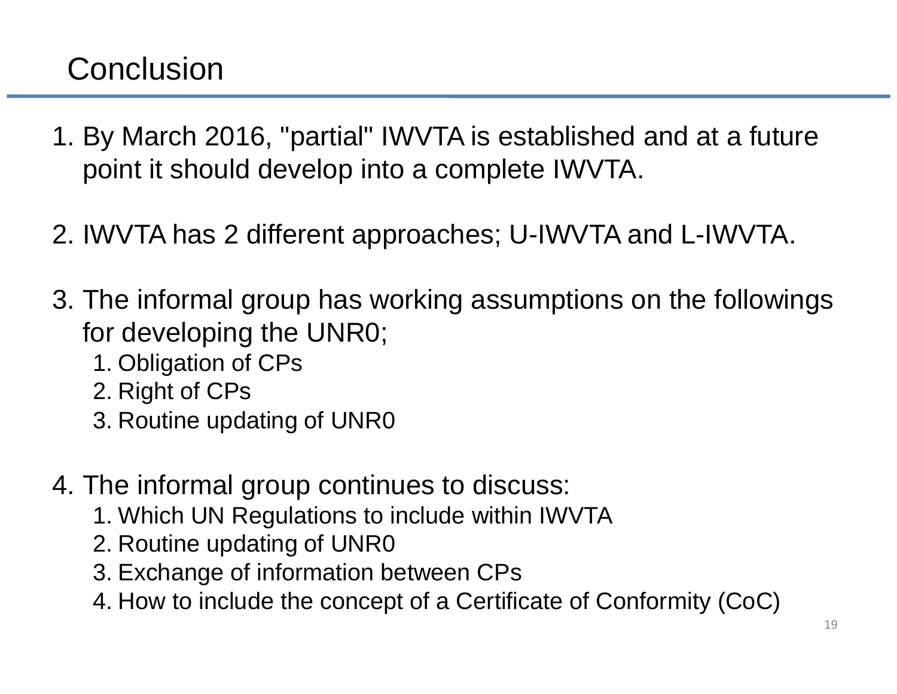# Conclusion

1. By March 2016, "partial" IWVTA is established and at a future point it should develop into a complete IWVTA.

2. IWVTA has 2 different approaches; U-IWVTA and L-IWVTA.

3. The informal group has working assumptions on the followings for developing the UNR0;
    1. Obligation of CPs
    2. Right of CPs
    3. Routine updating of UNR0

4. The informal group continues to discuss:
    1. Which UN Regulations to include within IWVTA
    2. Routine updating of UNR0
    3. Exchange of information between CPs
    4. How to include the concept of a Certificate of Conformity (CoC)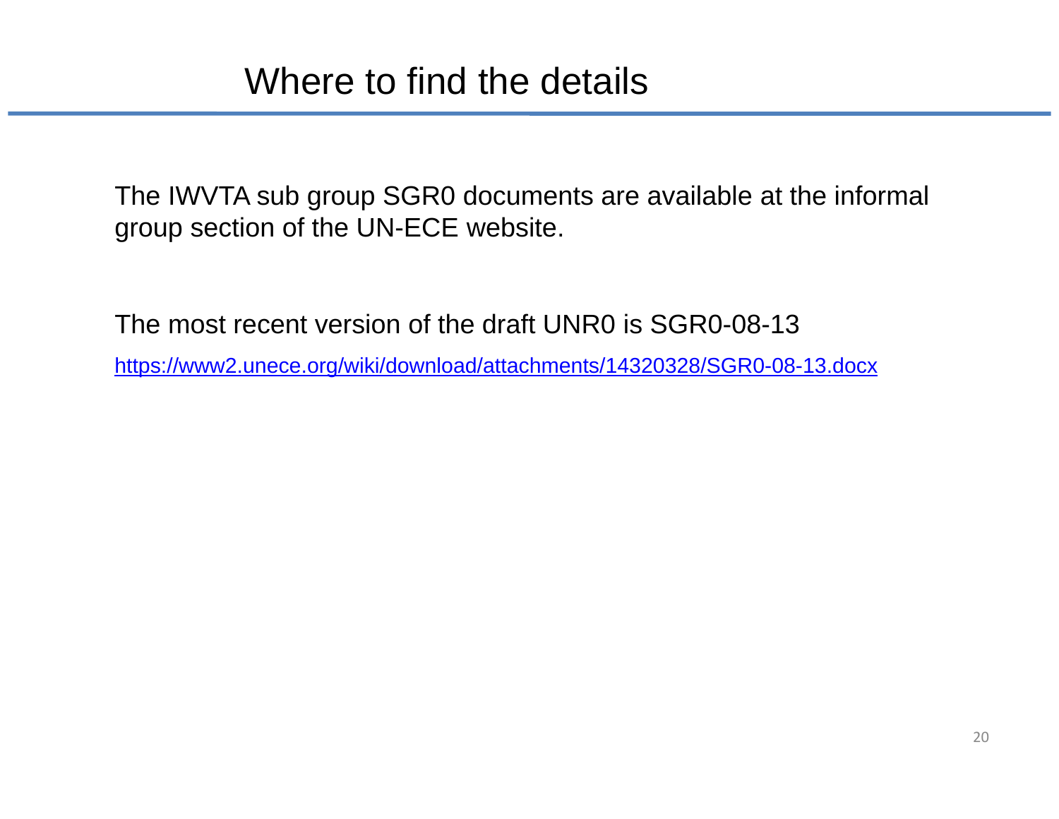# Where to find the details

The IWVTA sub group SGR0 documents are available at the informal group section of the UN-ECE website.

The most recent version of the draft UNR0 is SGR0-08-13

https://www2.unece.org/wiki/download/attachments/14320328/SGR0-08-13.docx